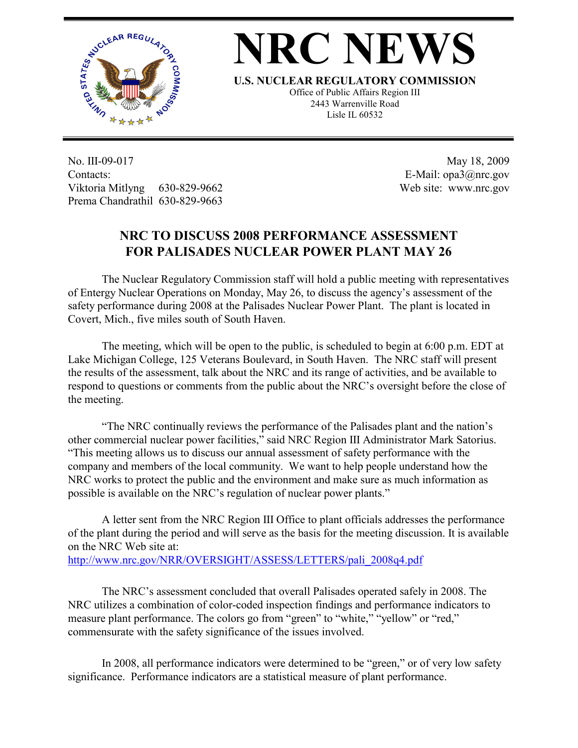# NRC NEWS

**U.S. NUCLEAR REGULATORY COMMISSION**

Office of Public Affairs Region III
2443 Warrenville Road
Lisle IL 60532

No. III-09-017
Contacts:
Viktoria Mitlyng 630-829-9662
Prema Chandrathil 630-829-9663

May 18, 2009
E-Mail: opa3@nrc.gov
Web site: www.nrc.gov

## NRC TO DISCUSS 2008 PERFORMANCE ASSESSMENT FOR PALISADES NUCLEAR POWER PLANT MAY 26

The Nuclear Regulatory Commission staff will hold a public meeting with representatives of Entergy Nuclear Operations on Monday, May 26, to discuss the agency's assessment of the safety performance during 2008 at the Palisades Nuclear Power Plant. The plant is located in Covert, Mich., five miles south of South Haven.

The meeting, which will be open to the public, is scheduled to begin at 6:00 p.m. EDT at Lake Michigan College, 125 Veterans Boulevard, in South Haven. The NRC staff will present the results of the assessment, talk about the NRC and its range of activities, and be available to respond to questions or comments from the public about the NRC's oversight before the close of the meeting.

"The NRC continually reviews the performance of the Palisades plant and the nation's other commercial nuclear power facilities," said NRC Region III Administrator Mark Satorius. "This meeting allows us to discuss our annual assessment of safety performance with the company and members of the local community. We want to help people understand how the NRC works to protect the public and the environment and make sure as much information as possible is available on the NRC's regulation of nuclear power plants."

A letter sent from the NRC Region III Office to plant officials addresses the performance of the plant during the period and will serve as the basis for the meeting discussion. It is available on the NRC Web site at:
http://www.nrc.gov/NRR/OVERSIGHT/ASSESS/LETTERS/pali_2008q4.pdf

The NRC's assessment concluded that overall Palisades operated safely in 2008. The NRC utilizes a combination of color-coded inspection findings and performance indicators to measure plant performance. The colors go from "green" to "white," "yellow" or "red," commensurate with the safety significance of the issues involved.

In 2008, all performance indicators were determined to be "green," or of very low safety significance. Performance indicators are a statistical measure of plant performance.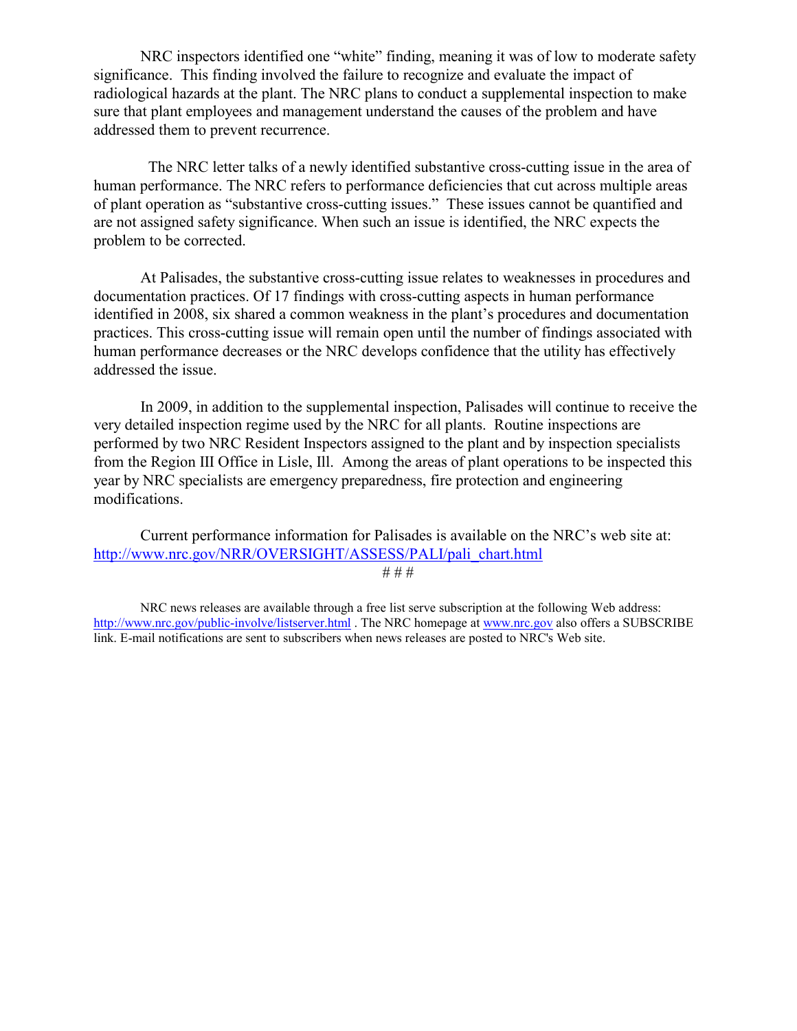NRC inspectors identified one "white" finding, meaning it was of low to moderate safety significance. This finding involved the failure to recognize and evaluate the impact of radiological hazards at the plant. The NRC plans to conduct a supplemental inspection to make sure that plant employees and management understand the causes of the problem and have addressed them to prevent recurrence.

The NRC letter talks of a newly identified substantive cross-cutting issue in the area of human performance. The NRC refers to performance deficiencies that cut across multiple areas of plant operation as "substantive cross-cutting issues." These issues cannot be quantified and are not assigned safety significance. When such an issue is identified, the NRC expects the problem to be corrected.

At Palisades, the substantive cross-cutting issue relates to weaknesses in procedures and documentation practices. Of 17 findings with cross-cutting aspects in human performance identified in 2008, six shared a common weakness in the plant's procedures and documentation practices. This cross-cutting issue will remain open until the number of findings associated with human performance decreases or the NRC develops confidence that the utility has effectively addressed the issue.

In 2009, in addition to the supplemental inspection, Palisades will continue to receive the very detailed inspection regime used by the NRC for all plants. Routine inspections are performed by two NRC Resident Inspectors assigned to the plant and by inspection specialists from the Region III Office in Lisle, Ill. Among the areas of plant operations to be inspected this year by NRC specialists are emergency preparedness, fire protection and engineering modifications.

Current performance information for Palisades is available on the NRC's web site at: http://www.nrc.gov/NRR/OVERSIGHT/ASSESS/PALI/pali_chart.html

# # #

NRC news releases are available through a free list serve subscription at the following Web address: http://www.nrc.gov/public-involve/listserver.html . The NRC homepage at www.nrc.gov also offers a SUBSCRIBE link. E-mail notifications are sent to subscribers when news releases are posted to NRC's Web site.